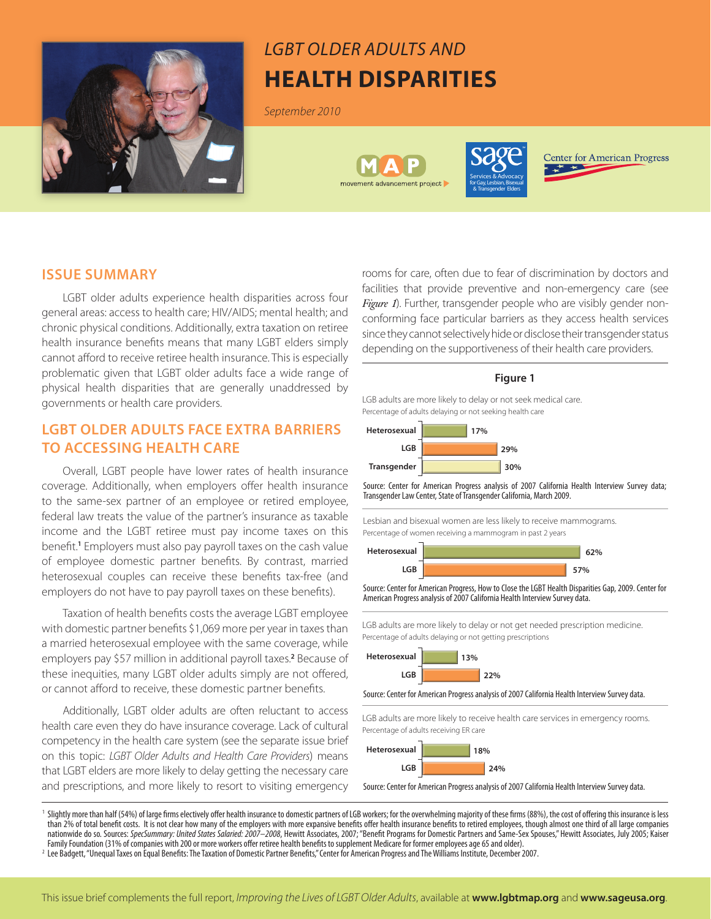# *LGBT OLDER ADULTS AND* **HEALTH DISPARITIES**

*September 2010*

## ISSUE SUMMARY

LGBT older adults experience health disparities across four general areas: access to health care; HIV/AIDS; mental health; and chronic physical conditions. Additionally, extra taxation on retiree health insurance benefits means that many LGBT elders simply cannot afford to receive retiree health insurance. This is especially problematic given that LGBT older adults face a wide range of physical health disparities that are generally unaddressed by governments or health care providers.

## LGBT OLDER ADULTS FACE EXTRA BARRIERS TO ACCESSING HEALTH CARE

Overall, LGBT people have lower rates of health insurance coverage. Additionally, when employers offer health insurance to the same-sex partner of an employee or retired employee, federal law treats the value of the partner's insurance as taxable income and the LGBT retiree must pay income taxes on this benefit.[1] Employers must also pay payroll taxes on the cash value of employee domestic partner benefits. By contrast, married heterosexual couples can receive these benefits tax-free (and employers do not have to pay payroll taxes on these benefits).

Taxation of health benefits costs the average LGBT employee with domestic partner benefits $1,069 more per year in taxes than a married heterosexual employee with the same coverage, while employers pay $57 million in additional payroll taxes.[2] Because of these inequities, many LGBT older adults simply are not offered, or cannot afford to receive, these domestic partner benefits.

Additionally, LGBT older adults are often reluctant to access health care even they do have insurance coverage. Lack of cultural competency in the health care system (see the separate issue brief on this topic: *LGBT Older Adults and Health Care Providers*) means that LGBT elders are more likely to delay getting the necessary care and prescriptions, and more likely to resort to visiting emergency rooms for care, often due to fear of discrimination by doctors and facilities that provide preventive and non-emergency care (see *Figure 1*). Further, transgender people who are visibly gender non-conforming face particular barriers as they access health services since they cannot selectively hide or disclose their transgender status depending on the supportiveness of their health care providers.

### Figure 1

LGB adults are more likely to delay or not seek medical care.
Percentage of adults delaying or not seeking health care

| Group | Percentage |
|---|---|
| Heterosexual | 17% |
| LGB | 29% |
| Transgender | 30% |

Source: Center for American Progress analysis of 2007 California Health Interview Survey data; Transgender Law Center, State of Transgender California, March 2009.

Lesbian and bisexual women are less likely to receive mammograms.
Percentage of women receiving a mammogram in past 2 years

| Group | Percentage |
|---|---|
| Heterosexual | 62% |
| LGB | 57% |

Source: Center for American Progress, How to Close the LGBT Health Disparities Gap, 2009. Center for American Progress analysis of 2007 California Health Interview Survey data.

LGB adults are more likely to delay or not get needed prescription medicine.
Percentage of adults delaying or not getting prescriptions

| Group | Percentage |
|---|---|
| Heterosexual | 13% |
| LGB | 22% |

Source: Center for American Progress analysis of 2007 California Health Interview Survey data.

LGB adults are more likely to receive health care services in emergency rooms.
Percentage of adults receiving ER care

| Group | Percentage |
|---|---|
| Heterosexual | 18% |
| LGB | 24% |

Source: Center for American Progress analysis of 2007 California Health Interview Survey data.

---

[1] Slightly more than half (54%) of large firms electively offer health insurance to domestic partners of LGB workers; for the overwhelming majority of these firms (88%), the cost of offering this insurance is less than 2% of total benefit costs. It is not clear how many of the employers with more expansive benefits offer health insurance benefits to retired employees, though almost one third of all large companies nationwide do so. Sources: *SpecSummary: United States Salaried: 2007–2008*, Hewitt Associates, 2007; "Benefit Programs for Domestic Partners and Same-Sex Spouses," Hewitt Associates, July 2005; Kaiser Family Foundation (31% of companies with 200 or more workers offer retiree health benefits to supplement Medicare for former employees age 65 and older).

[2] Lee Badgett, "Unequal Taxes on Equal Benefits: The Taxation of Domestic Partner Benefits," Center for American Progress and The Williams Institute, December 2007.

This issue brief complements the full report, *Improving the Lives of LGBT Older Adults*, available at **www.lgbtmap.org** and **www.sageusa.org**.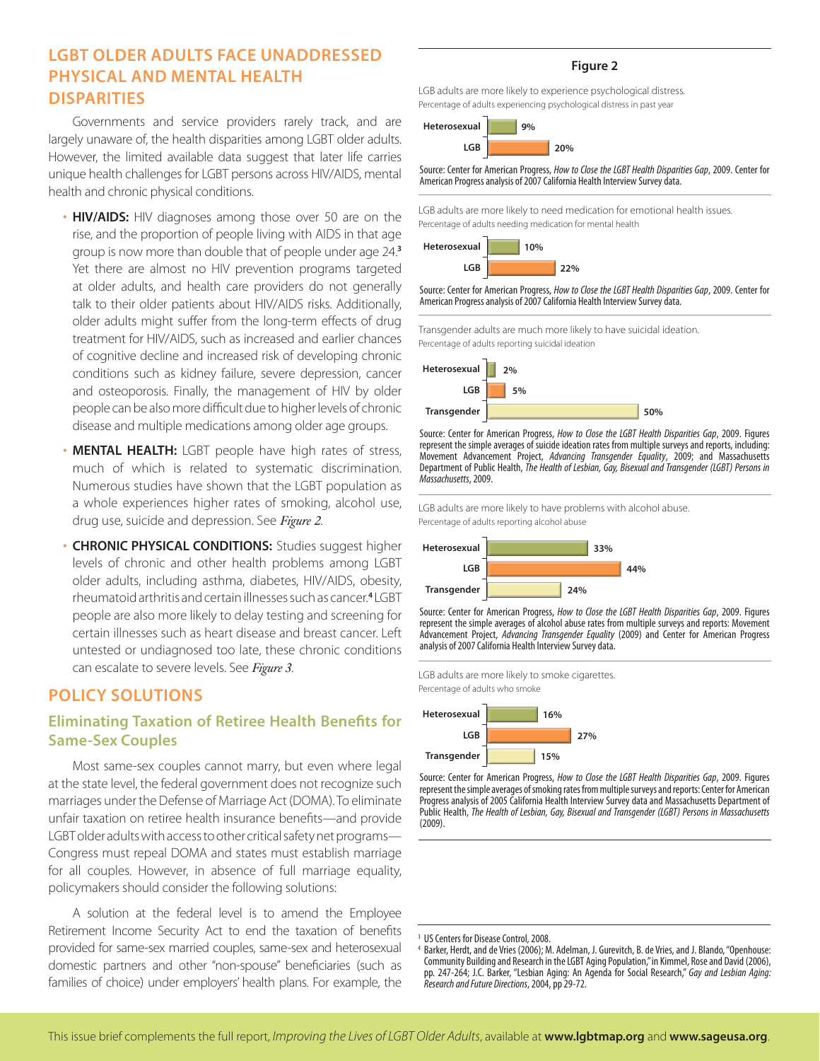## LGBT OLDER ADULTS FACE UNADDRESSED PHYSICAL AND MENTAL HEALTH DISPARITIES

Governments and service providers rarely track, and are largely unaware of, the health disparities among LGBT older adults. However, the limited available data suggest that later life carries unique health challenges for LGBT persons across HIV/AIDS, mental health and chronic physical conditions.

- **HIV/AIDS:** HIV diagnoses among those over 50 are on the rise, and the proportion of people living with AIDS in that age group is now more than double that of people under age 24.[3] Yet there are almost no HIV prevention programs targeted at older adults, and health care providers do not generally talk to their older patients about HIV/AIDS risks. Additionally, older adults might suffer from the long-term effects of drug treatment for HIV/AIDS, such as increased and earlier chances of cognitive decline and increased risk of developing chronic conditions such as kidney failure, severe depression, cancer and osteoporosis. Finally, the management of HIV by older people can be also more difficult due to higher levels of chronic disease and multiple medications among older age groups.
- **MENTAL HEALTH:** LGBT people have high rates of stress, much of which is related to systematic discrimination. Numerous studies have shown that the LGBT population as a whole experiences higher rates of smoking, alcohol use, drug use, suicide and depression. See *Figure 2*.
- **CHRONIC PHYSICAL CONDITIONS:** Studies suggest higher levels of chronic and other health problems among LGBT older adults, including asthma, diabetes, HIV/AIDS, obesity, rheumatoid arthritis and certain illnesses such as cancer.[4] LGBT people are also more likely to delay testing and screening for certain illnesses such as heart disease and breast cancer. Left untested or undiagnosed too late, these chronic conditions can escalate to severe levels. See *Figure 3*.

## POLICY SOLUTIONS

### Eliminating Taxation of Retiree Health Benefits for Same-Sex Couples

Most same-sex couples cannot marry, but even where legal at the state level, the federal government does not recognize such marriages under the Defense of Marriage Act (DOMA). To eliminate unfair taxation on retiree health insurance benefits—and provide LGBT older adults with access to other critical safety net programs—Congress must repeal DOMA and states must establish marriage for all couples. However, in absence of full marriage equality, policymakers should consider the following solutions:

A solution at the federal level is to amend the Employee Retirement Income Security Act to end the taxation of benefits provided for same-sex married couples, same-sex and heterosexual domestic partners and other "non-spouse" beneficiaries (such as families of choice) under employers' health plans. For example, the

**Figure 2**

LGB adults are more likely to experience psychological distress.
Percentage of adults experiencing psychological distress in past year

| Group | Percentage |
|---|---|
| Heterosexual | 9% |
| LGB | 20% |

Source: Center for American Progress, *How to Close the LGBT Health Disparities Gap*, 2009. Center for American Progress analysis of 2007 California Health Interview Survey data.

LGB adults are more likely to need medication for emotional health issues.
Percentage of adults needing medication for mental health

| Group | Percentage |
|---|---|
| Heterosexual | 10% |
| LGB | 22% |

Source: Center for American Progress, *How to Close the LGBT Health Disparities Gap*, 2009. Center for American Progress analysis of 2007 California Health Interview Survey data.

Transgender adults are much more likely to have suicidal ideation.
Percentage of adults reporting suicidal ideation

| Group | Percentage |
|---|---|
| Heterosexual | 2% |
| LGB | 5% |
| Transgender | 50% |

Source: Center for American Progress, *How to Close the LGBT Health Disparities Gap*, 2009. Figures represent the simple averages of suicide ideation rates from multiple surveys and reports, including: Movement Advancement Project, *Advancing Transgender Equality*, 2009; and Massachusetts Department of Public Health, *The Health of Lesbian, Gay, Bisexual and Transgender (LGBT) Persons in Massachusetts*, 2009.

LGB adults are more likely to have problems with alcohol abuse.
Percentage of adults reporting alcohol abuse

| Group | Percentage |
|---|---|
| Heterosexual | 33% |
| LGB | 44% |
| Transgender | 24% |

Source: Center for American Progress, *How to Close the LGBT Health Disparities Gap*, 2009. Figures represent the simple averages of alcohol abuse rates from multiple surveys and reports: Movement Advancement Project, *Advancing Transgender Equality* (2009) and Center for American Progress analysis of 2007 California Health Interview Survey data.

LGB adults are more likely to smoke cigarettes.
Percentage of adults who smoke

| Group | Percentage |
|---|---|
| Heterosexual | 16% |
| LGB | 27% |
| Transgender | 15% |

Source: Center for American Progress, *How to Close the LGBT Health Disparities Gap*, 2009. Figures represent the simple averages of smoking rates from multiple surveys and reports: Center for American Progress analysis of 2005 California Health Interview Survey data and Massachusetts Department of Public Health, *The Health of Lesbian, Gay, Bisexual and Transgender (LGBT) Persons in Massachusetts* (2009).

---

[3] US Centers for Disease Control, 2008.

[4] Barker, Herdt, and de Vries (2006); M. Adelman, J. Gurevitch, B. de Vries, and J. Blando, "Openhouse: Community Building and Research in the LGBT Aging Population," in Kimmel, Rose and David (2006), pp. 247-264; J.C. Barker, "Lesbian Aging: An Agenda for Social Research," *Gay and Lesbian Aging: Research and Future Directions*, 2004, pp 29-72.

This issue brief complements the full report, *Improving the Lives of LGBT Older Adults*, available at **www.lgbtmap.org** and **www.sageusa.org**.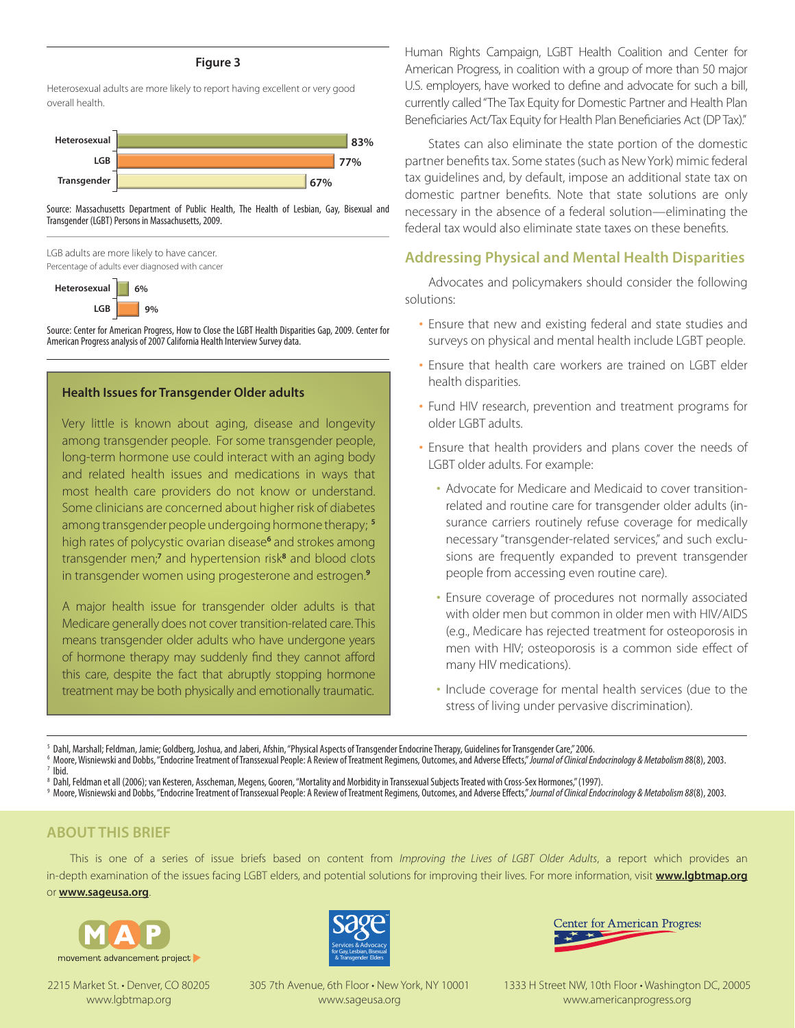**Figure 3**

Heterosexual adults are more likely to report having excellent or very good overall health.

Heterosexual 83%
LGB 77%
Transgender 67%

Source: Massachusetts Department of Public Health, The Health of Lesbian, Gay, Bisexual and Transgender (LGBT) Persons in Massachusetts, 2009.

LGB adults are more likely to have cancer.
Percentage of adults ever diagnosed with cancer

Heterosexual 6%
LGB 9%

Source: Center for American Progress, How to Close the LGBT Health Disparities Gap, 2009. Center for American Progress analysis of 2007 California Health Interview Survey data.

### Health Issues for Transgender Older adults

Very little is known about aging, disease and longevity among transgender people. For some transgender people, long-term hormone use could interact with an aging body and related health issues and medications in ways that most health care providers do not know or understand. Some clinicians are concerned about higher risk of diabetes among transgender people undergoing hormone therapy;[5] high rates of polycystic ovarian disease[6] and strokes among transgender men;[7] and hypertension risk[8] and blood clots in transgender women using progesterone and estrogen.[9]

A major health issue for transgender older adults is that Medicare generally does not cover transition-related care. This means transgender older adults who have undergone years of hormone therapy may suddenly find they cannot afford this care, despite the fact that abruptly stopping hormone treatment may be both physically and emotionally traumatic.

Human Rights Campaign, LGBT Health Coalition and Center for American Progress, in coalition with a group of more than 50 major U.S. employers, have worked to define and advocate for such a bill, currently called "The Tax Equity for Domestic Partner and Health Plan Beneficiaries Act/Tax Equity for Health Plan Beneficiaries Act (DP Tax)."

States can also eliminate the state portion of the domestic partner benefits tax. Some states (such as New York) mimic federal tax guidelines and, by default, impose an additional state tax on domestic partner benefits. Note that state solutions are only necessary in the absence of a federal solution—eliminating the federal tax would also eliminate state taxes on these benefits.

## Addressing Physical and Mental Health Disparities

Advocates and policymakers should consider the following solutions:

- Ensure that new and existing federal and state studies and surveys on physical and mental health include LGBT people.
- Ensure that health care workers are trained on LGBT elder health disparities.
- Fund HIV research, prevention and treatment programs for older LGBT adults.
- Ensure that health providers and plans cover the needs of LGBT older adults. For example:
  - Advocate for Medicare and Medicaid to cover transition-related and routine care for transgender older adults (insurance carriers routinely refuse coverage for medically necessary "transgender-related services," and such exclusions are frequently expanded to prevent transgender people from accessing even routine care).
  - Ensure coverage of procedures not normally associated with older men but common in older men with HIV/AIDS (e.g., Medicare has rejected treatment for osteoporosis in men with HIV; osteoporosis is a common side effect of many HIV medications).
  - Include coverage for mental health services (due to the stress of living under pervasive discrimination).

[5] Dahl, Marshall; Feldman, Jamie; Goldberg, Joshua, and Jaberi, Afshin, "Physical Aspects of Transgender Endocrine Therapy, Guidelines for Transgender Care," 2006.
[6] Moore, Wisniewski and Dobbs, "Endocrine Treatment of Transsexual People: A Review of Treatment Regimens, Outcomes, and Adverse Effects," *Journal of Clinical Endocrinology & Metabolism* 88(8), 2003.
[7] Ibid.
[8] Dahl, Feldman et all (2006); van Kesteren, Asscheman, Megens, Gooren, "Mortality and Morbidity in Transsexual Subjects Treated with Cross-Sex Hormones," (1997).
[9] Moore, Wisniewski and Dobbs, "Endocrine Treatment of Transsexual People: A Review of Treatment Regimens, Outcomes, and Adverse Effects," *Journal of Clinical Endocrinology & Metabolism* 88(8), 2003.

## ABOUT THIS BRIEF

This is one of a series of issue briefs based on content from *Improving the Lives of LGBT Older Adults*, a report which provides an in-depth examination of the issues facing LGBT elders, and potential solutions for improving their lives. For more information, visit **www.lgbtmap.org** or **www.sageusa.org**.

MAP movement advancement project
2215 Market St. • Denver, CO 80205
www.lgbtmap.org

sage Services & Advocacy for Gay, Lesbian, Bisexual & Transgender Elders
305 7th Avenue, 6th Floor • New York, NY 10001
www.sageusa.org

Center for American Progress
1333 H Street NW, 10th Floor • Washington DC, 20005
www.americanprogress.org